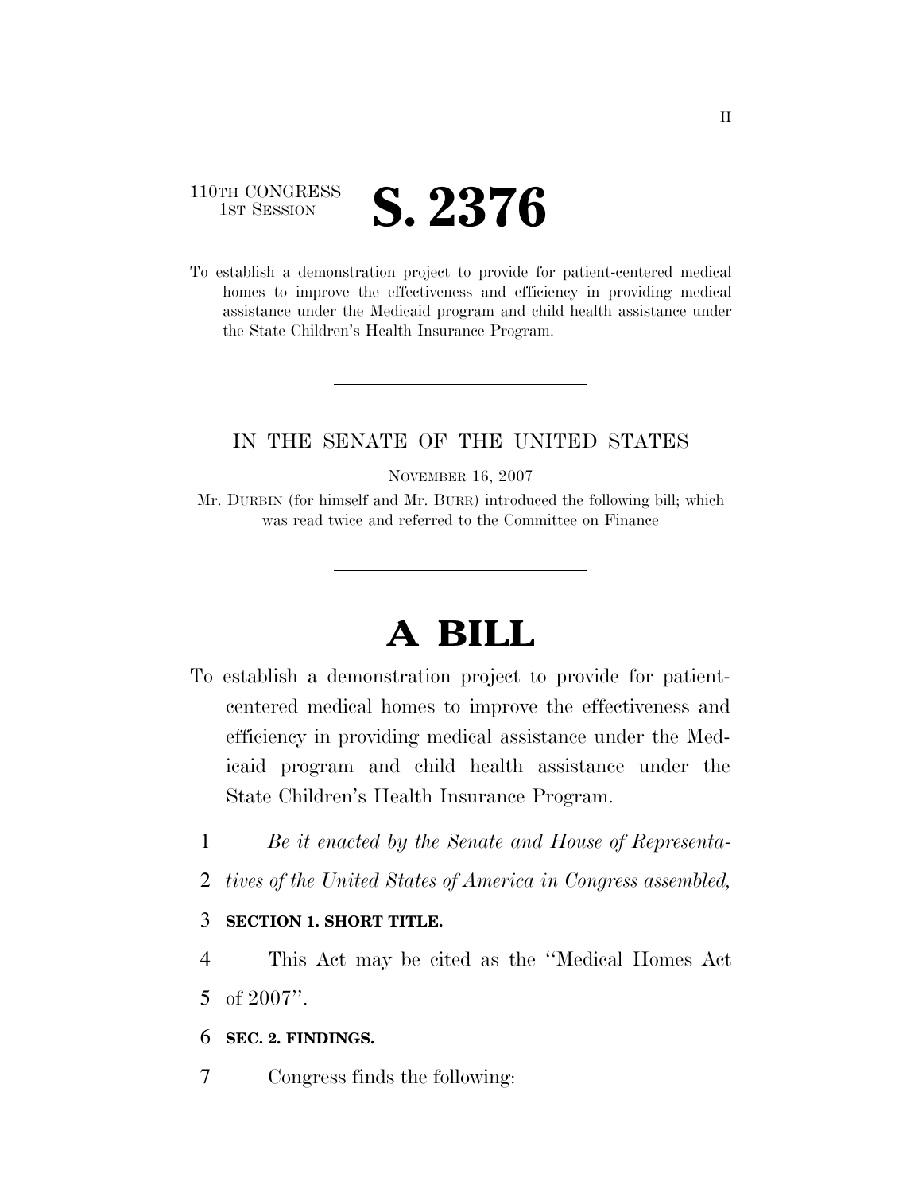110TH CONGRESS
1ST SESSION

# S. 2376

To establish a demonstration project to provide for patient-centered medical homes to improve the effectiveness and efficiency in providing medical assistance under the Medicaid program and child health assistance under the State Children's Health Insurance Program.

IN THE SENATE OF THE UNITED STATES

NOVEMBER 16, 2007

Mr. DURBIN (for himself and Mr. BURR) introduced the following bill; which was read twice and referred to the Committee on Finance

# A BILL

To establish a demonstration project to provide for patient-centered medical homes to improve the effectiveness and efficiency in providing medical assistance under the Medicaid program and child health assistance under the State Children's Health Insurance Program.

1 *Be it enacted by the Senate and House of Representa-*
2 *tives of the United States of America in Congress assembled,*

3 **SECTION 1. SHORT TITLE.**

4 This Act may be cited as the "Medical Homes Act
5 of 2007".

6 **SEC. 2. FINDINGS.**

7 Congress finds the following: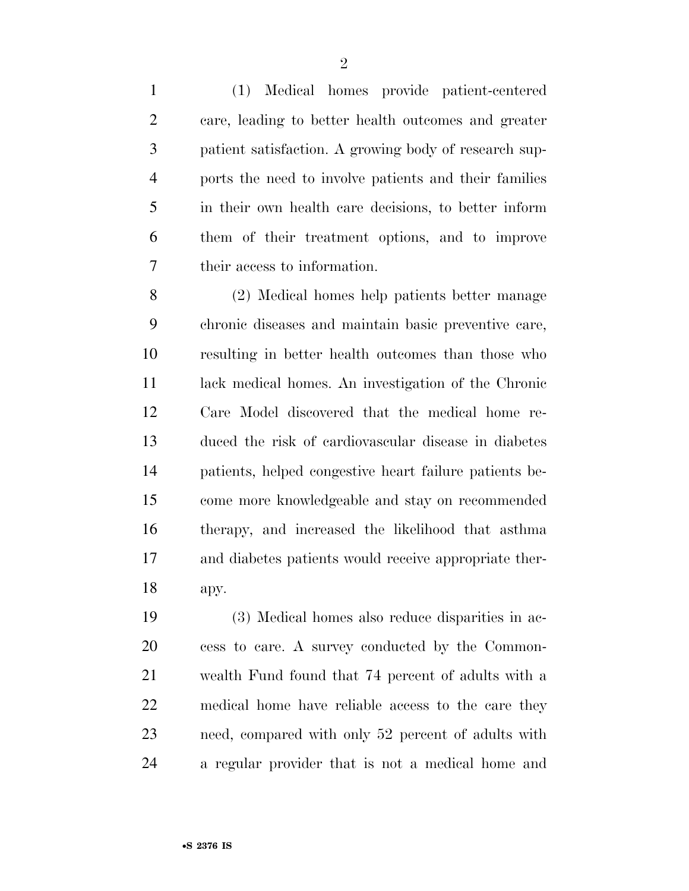(1) Medical homes provide patient-centered care, leading to better health outcomes and greater patient satisfaction. A growing body of research supports the need to involve patients and their families in their own health care decisions, to better inform them of their treatment options, and to improve their access to information.

(2) Medical homes help patients better manage chronic diseases and maintain basic preventive care, resulting in better health outcomes than those who lack medical homes. An investigation of the Chronic Care Model discovered that the medical home reduced the risk of cardiovascular disease in diabetes patients, helped congestive heart failure patients become more knowledgeable and stay on recommended therapy, and increased the likelihood that asthma and diabetes patients would receive appropriate therapy.

(3) Medical homes also reduce disparities in access to care. A survey conducted by the Commonwealth Fund found that 74 percent of adults with a medical home have reliable access to the care they need, compared with only 52 percent of adults with a regular provider that is not a medical home and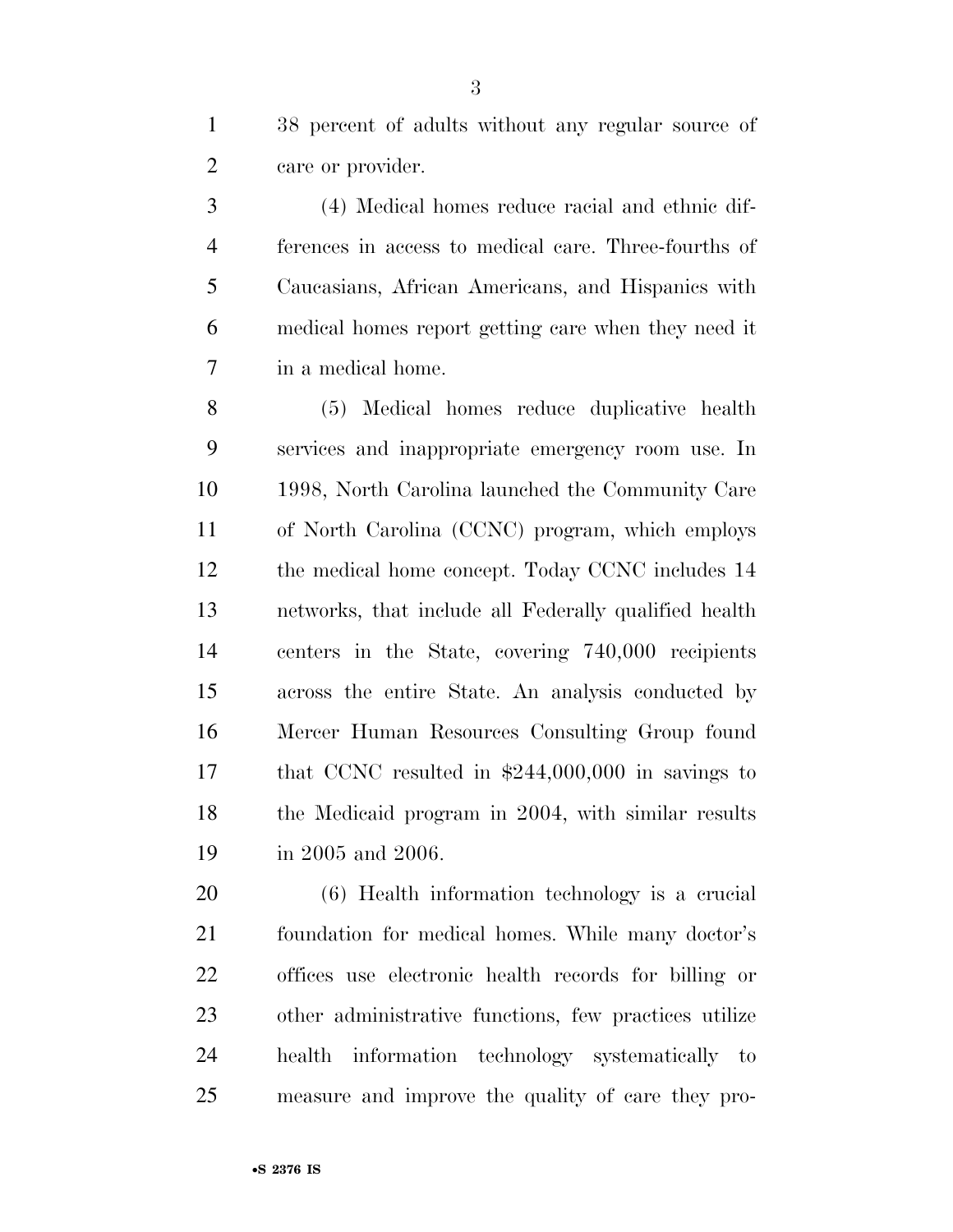38 percent of adults without any regular source of care or provider.

(4) Medical homes reduce racial and ethnic differences in access to medical care. Three-fourths of Caucasians, African Americans, and Hispanics with medical homes report getting care when they need it in a medical home.

(5) Medical homes reduce duplicative health services and inappropriate emergency room use. In 1998, North Carolina launched the Community Care of North Carolina (CCNC) program, which employs the medical home concept. Today CCNC includes 14 networks, that include all Federally qualified health centers in the State, covering 740,000 recipients across the entire State. An analysis conducted by Mercer Human Resources Consulting Group found that CCNC resulted in $244,000,000 in savings to the Medicaid program in 2004, with similar results in 2005 and 2006.

(6) Health information technology is a crucial foundation for medical homes. While many doctor's offices use electronic health records for billing or other administrative functions, few practices utilize health information technology systematically to measure and improve the quality of care they pro-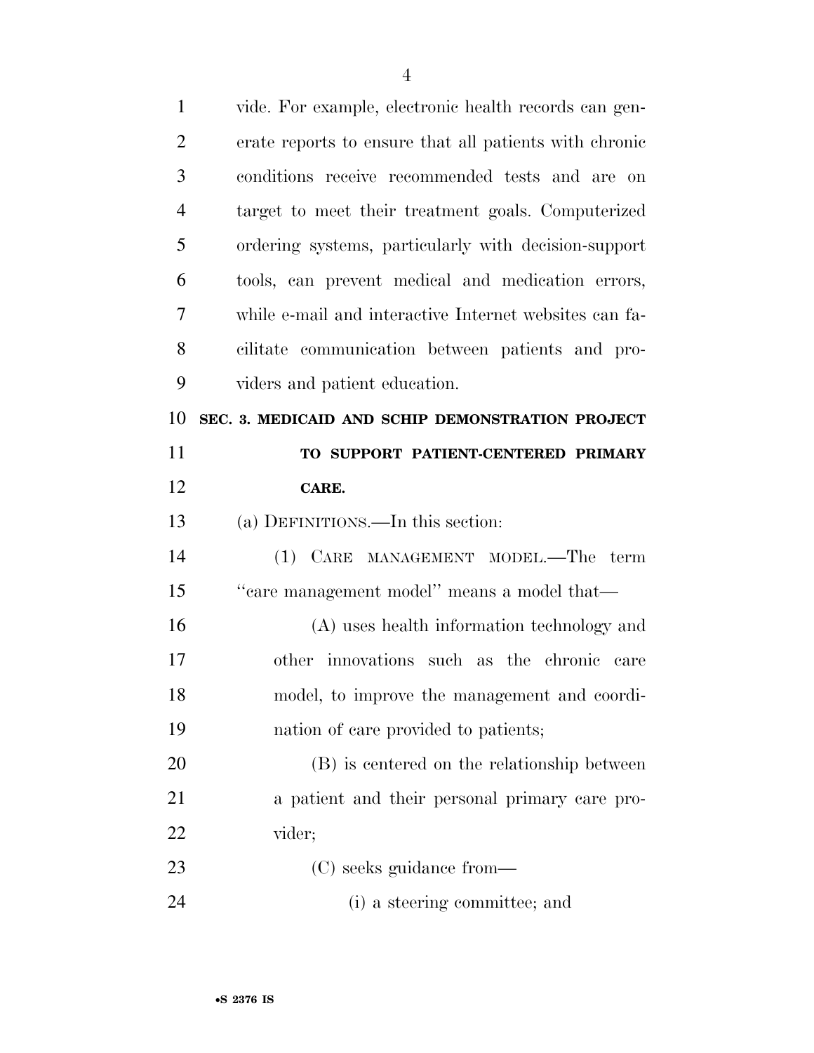vide. For example, electronic health records can generate reports to ensure that all patients with chronic conditions receive recommended tests and are on target to meet their treatment goals. Computerized ordering systems, particularly with decision-support tools, can prevent medical and medication errors, while e-mail and interactive Internet websites can facilitate communication between patients and providers and patient education.

**SEC. 3. MEDICAID AND SCHIP DEMONSTRATION PROJECT TO SUPPORT PATIENT-CENTERED PRIMARY CARE.**

(a) DEFINITIONS.—In this section:

(1) CARE MANAGEMENT MODEL.—The term "care management model" means a model that—

(A) uses health information technology and other innovations such as the chronic care model, to improve the management and coordination of care provided to patients;

(B) is centered on the relationship between a patient and their personal primary care provider;

(C) seeks guidance from—

(i) a steering committee; and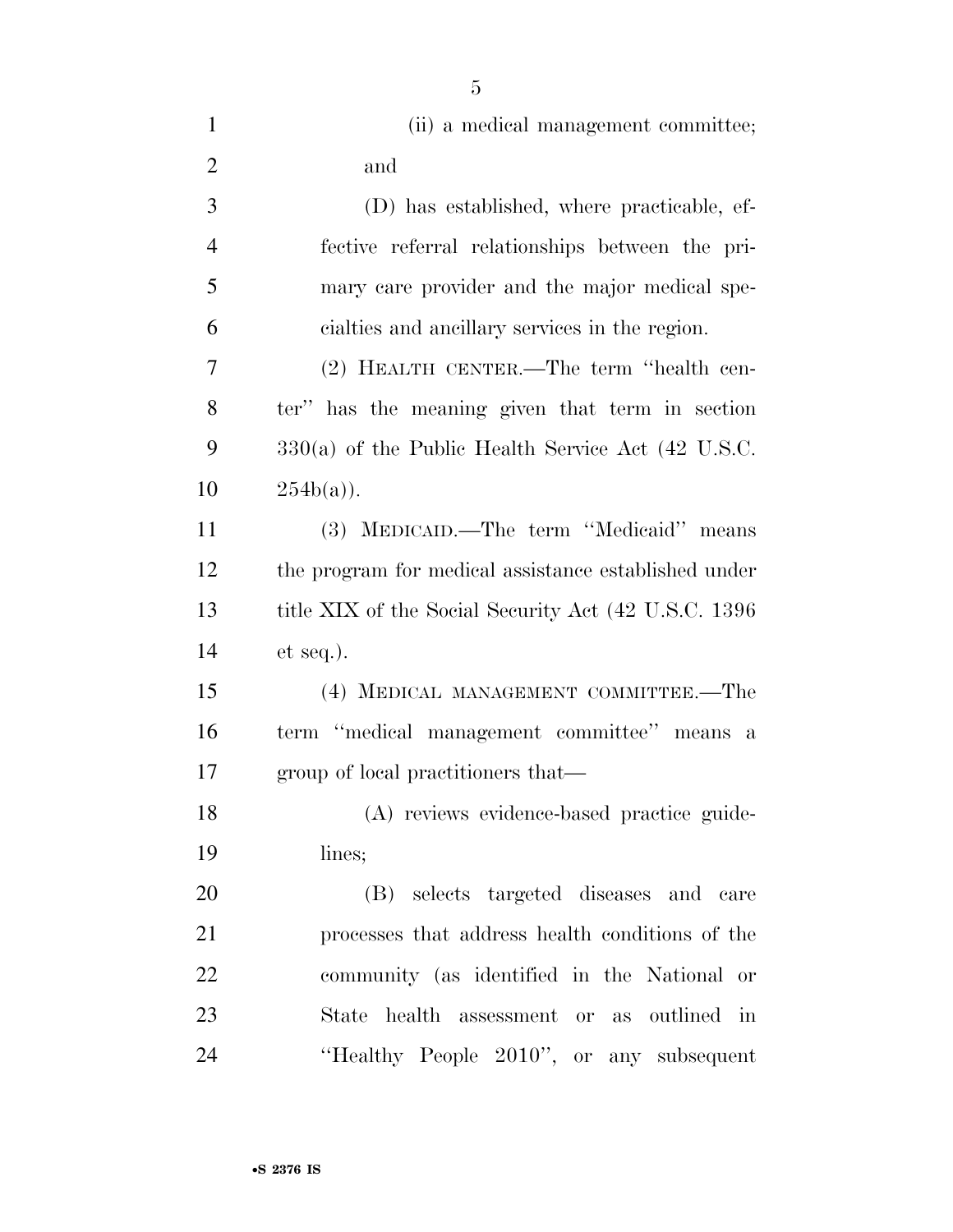(ii) a medical management committee; and

(D) has established, where practicable, effective referral relationships between the primary care provider and the major medical specialties and ancillary services in the region.

(2) HEALTH CENTER.—The term "health center" has the meaning given that term in section 330(a) of the Public Health Service Act (42 U.S.C. 254b(a)).

(3) MEDICAID.—The term "Medicaid" means the program for medical assistance established under title XIX of the Social Security Act (42 U.S.C. 1396 et seq.).

(4) MEDICAL MANAGEMENT COMMITTEE.—The term "medical management committee" means a group of local practitioners that—

(A) reviews evidence-based practice guidelines;

(B) selects targeted diseases and care processes that address health conditions of the community (as identified in the National or State health assessment or as outlined in "Healthy People 2010", or any subsequent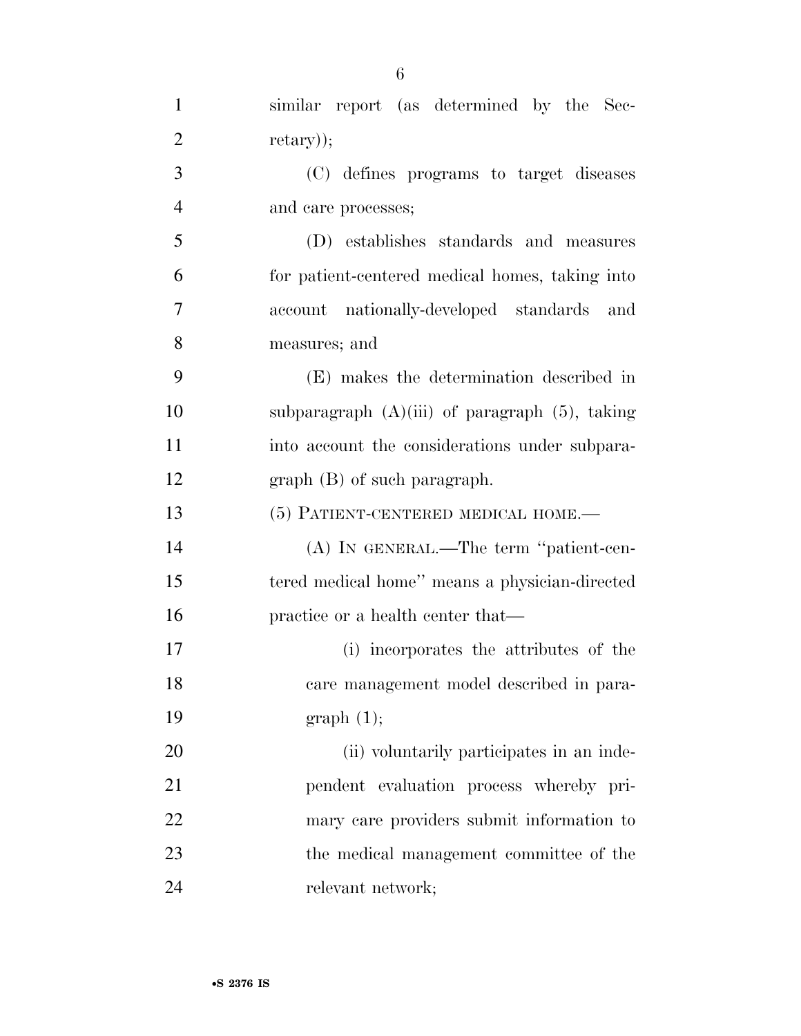similar report (as determined by the Secretary));

(C) defines programs to target diseases and care processes;

(D) establishes standards and measures for patient-centered medical homes, taking into account nationally-developed standards and measures; and

(E) makes the determination described in subparagraph (A)(iii) of paragraph (5), taking into account the considerations under subparagraph (B) of such paragraph.

(5) PATIENT-CENTERED MEDICAL HOME.—

(A) IN GENERAL.—The term "patient-centered medical home" means a physician-directed practice or a health center that—

(i) incorporates the attributes of the care management model described in paragraph (1);

(ii) voluntarily participates in an independent evaluation process whereby primary care providers submit information to the medical management committee of the relevant network;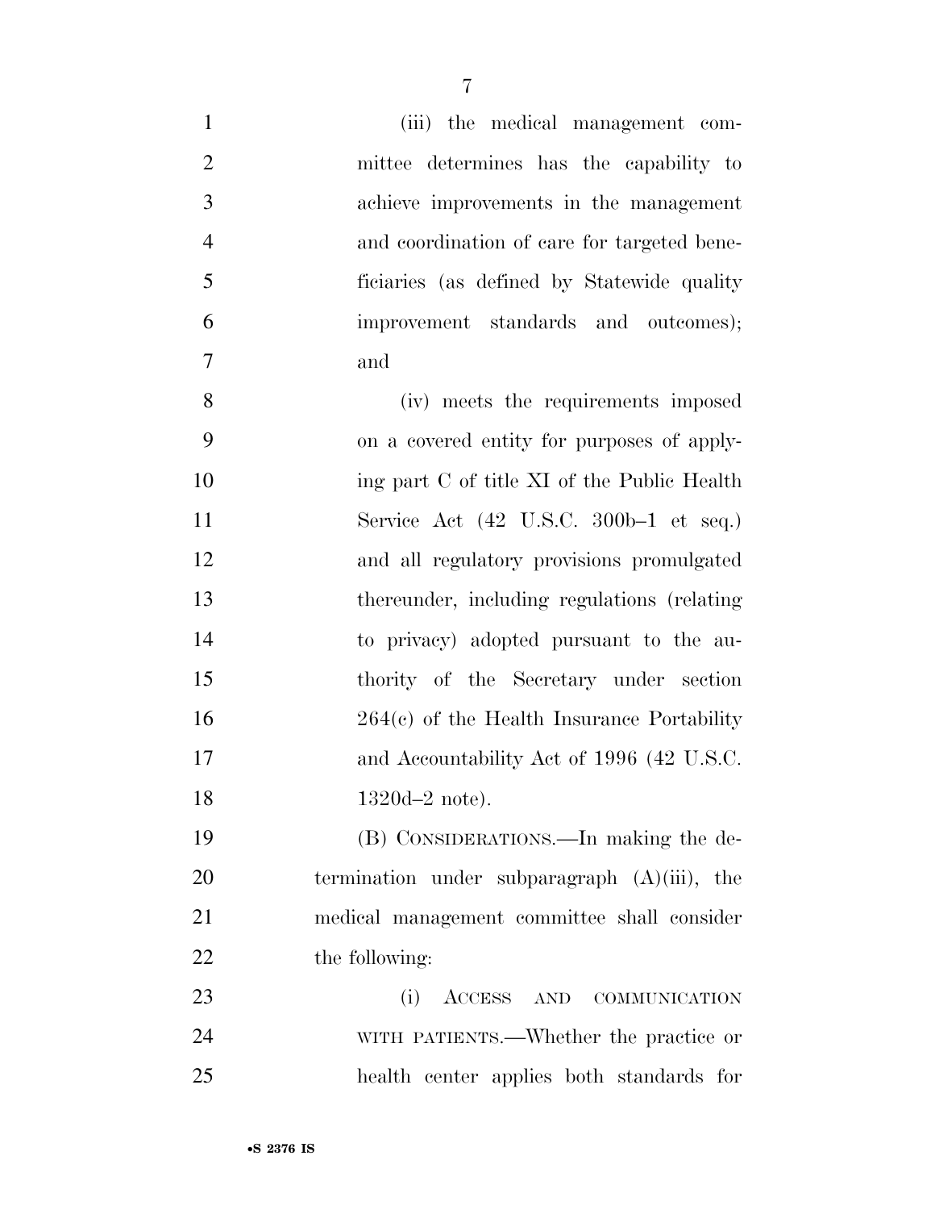(iii) the medical management committee determines has the capability to achieve improvements in the management and coordination of care for targeted beneficiaries (as defined by Statewide quality improvement standards and outcomes); and

(iv) meets the requirements imposed on a covered entity for purposes of applying part C of title XI of the Public Health Service Act (42 U.S.C. 300b–1 et seq.) and all regulatory provisions promulgated thereunder, including regulations (relating to privacy) adopted pursuant to the authority of the Secretary under section 264(c) of the Health Insurance Portability and Accountability Act of 1996 (42 U.S.C. 1320d–2 note).

(B) CONSIDERATIONS.—In making the determination under subparagraph (A)(iii), the medical management committee shall consider the following:

(i) ACCESS AND COMMUNICATION WITH PATIENTS.—Whether the practice or health center applies both standards for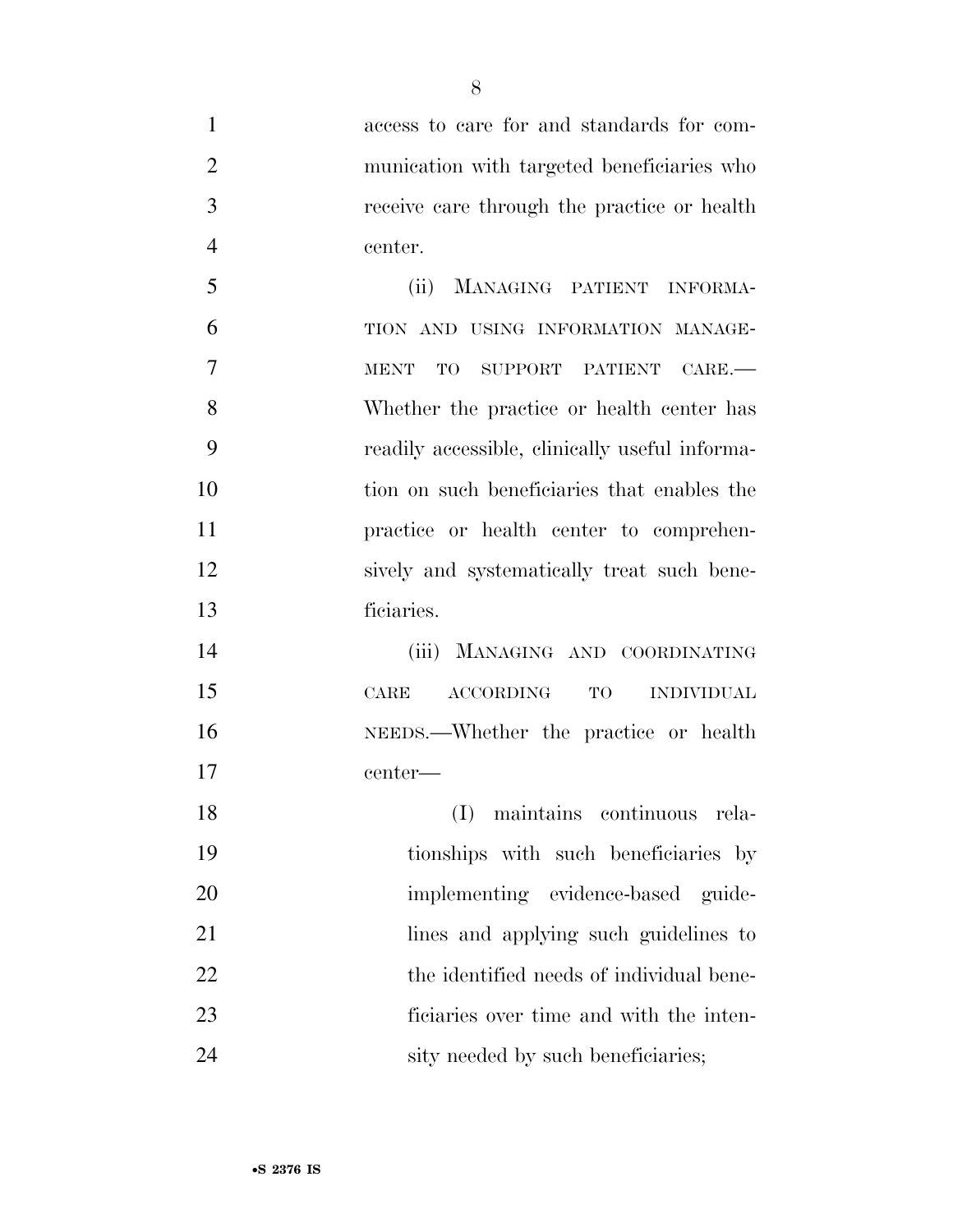access to care for and standards for communication with targeted beneficiaries who receive care through the practice or health center.

(ii) MANAGING PATIENT INFORMATION AND USING INFORMATION MANAGEMENT TO SUPPORT PATIENT CARE.—Whether the practice or health center has readily accessible, clinically useful information on such beneficiaries that enables the practice or health center to comprehensively and systematically treat such beneficiaries.

(iii) MANAGING AND COORDINATING CARE ACCORDING TO INDIVIDUAL NEEDS.—Whether the practice or health center—

(I) maintains continuous relationships with such beneficiaries by implementing evidence-based guidelines and applying such guidelines to the identified needs of individual beneficiaries over time and with the intensity needed by such beneficiaries;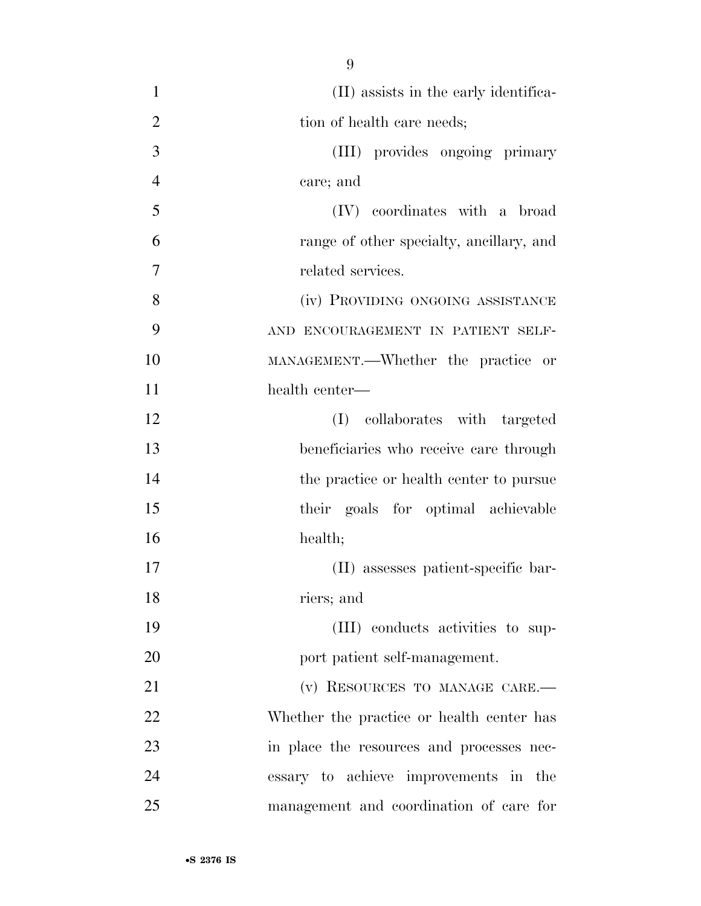(II) assists in the early identification of health care needs;

(III) provides ongoing primary care; and

(IV) coordinates with a broad range of other specialty, ancillary, and related services.

(iv) PROVIDING ONGOING ASSISTANCE AND ENCOURAGEMENT IN PATIENT SELF-MANAGEMENT.—Whether the practice or health center—

(I) collaborates with targeted beneficiaries who receive care through the practice or health center to pursue their goals for optimal achievable health;

(II) assesses patient-specific barriers; and

(III) conducts activities to support patient self-management.

(v) RESOURCES TO MANAGE CARE.—Whether the practice or health center has in place the resources and processes necessary to achieve improvements in the management and coordination of care for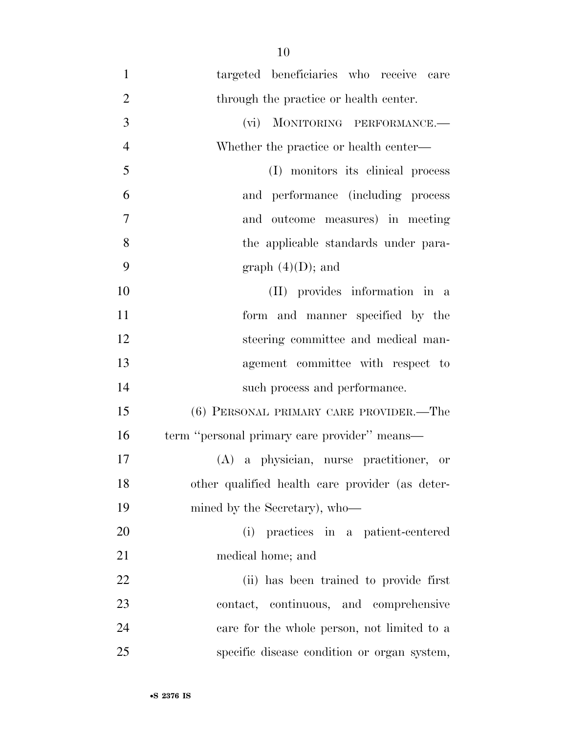targeted beneficiaries who receive care through the practice or health center.

(vi) MONITORING PERFORMANCE.—Whether the practice or health center—

(I) monitors its clinical process and performance (including process and outcome measures) in meeting the applicable standards under paragraph (4)(D); and

(II) provides information in a form and manner specified by the steering committee and medical management committee with respect to such process and performance.

(6) PERSONAL PRIMARY CARE PROVIDER.—The term "personal primary care provider" means—

(A) a physician, nurse practitioner, or other qualified health care provider (as determined by the Secretary), who—

(i) practices in a patient-centered medical home; and

(ii) has been trained to provide first contact, continuous, and comprehensive care for the whole person, not limited to a specific disease condition or organ system,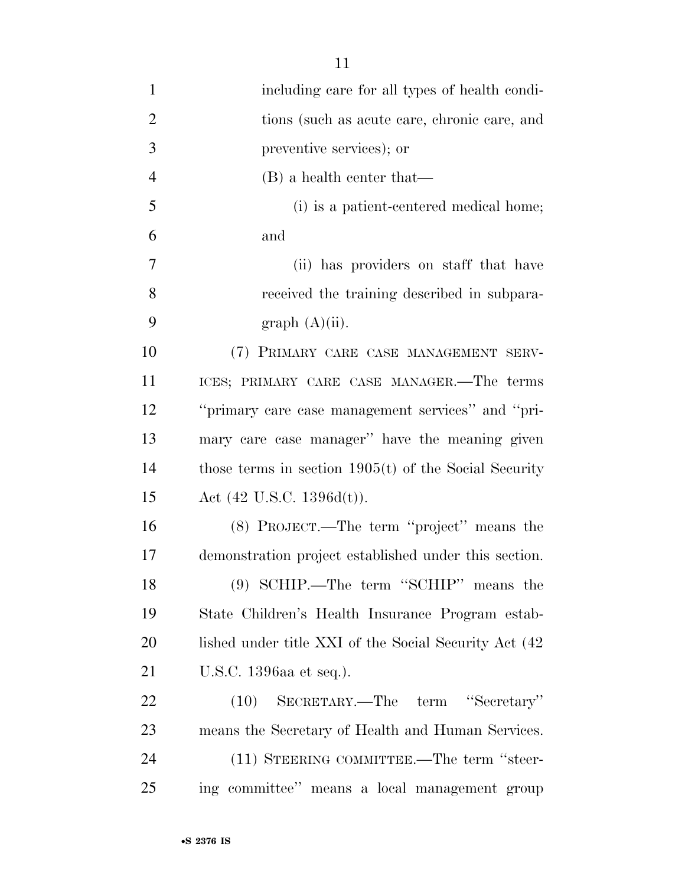including care for all types of health conditions (such as acute care, chronic care, and preventive services); or

(B) a health center that—

(i) is a patient-centered medical home; and

(ii) has providers on staff that have received the training described in subparagraph (A)(ii).

(7) PRIMARY CARE CASE MANAGEMENT SERVICES; PRIMARY CARE CASE MANAGER.—The terms "primary care case management services" and "primary care case manager" have the meaning given those terms in section 1905(t) of the Social Security Act (42 U.S.C. 1396d(t)).

(8) PROJECT.—The term "project" means the demonstration project established under this section.

(9) SCHIP.—The term "SCHIP" means the State Children's Health Insurance Program established under title XXI of the Social Security Act (42 U.S.C. 1396aa et seq.).

(10) SECRETARY.—The term "Secretary" means the Secretary of Health and Human Services.

(11) STEERING COMMITTEE.—The term "steering committee" means a local management group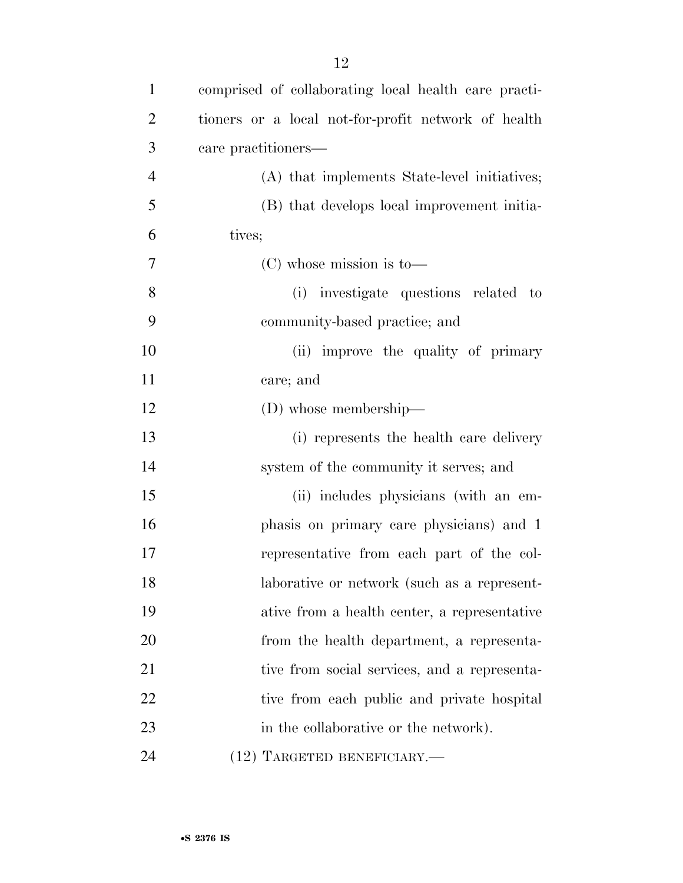comprised of collaborating local health care practitioners or a local not-for-profit network of health care practitioners—

(A) that implements State-level initiatives;

(B) that develops local improvement initiatives;

(C) whose mission is to—

(i) investigate questions related to community-based practice; and

(ii) improve the quality of primary care; and

(D) whose membership—

(i) represents the health care delivery system of the community it serves; and

(ii) includes physicians (with an emphasis on primary care physicians) and 1 representative from each part of the collaborative or network (such as a representative from a health center, a representative from the health department, a representative from social services, and a representative from each public and private hospital in the collaborative or the network).

(12) TARGETED BENEFICIARY.—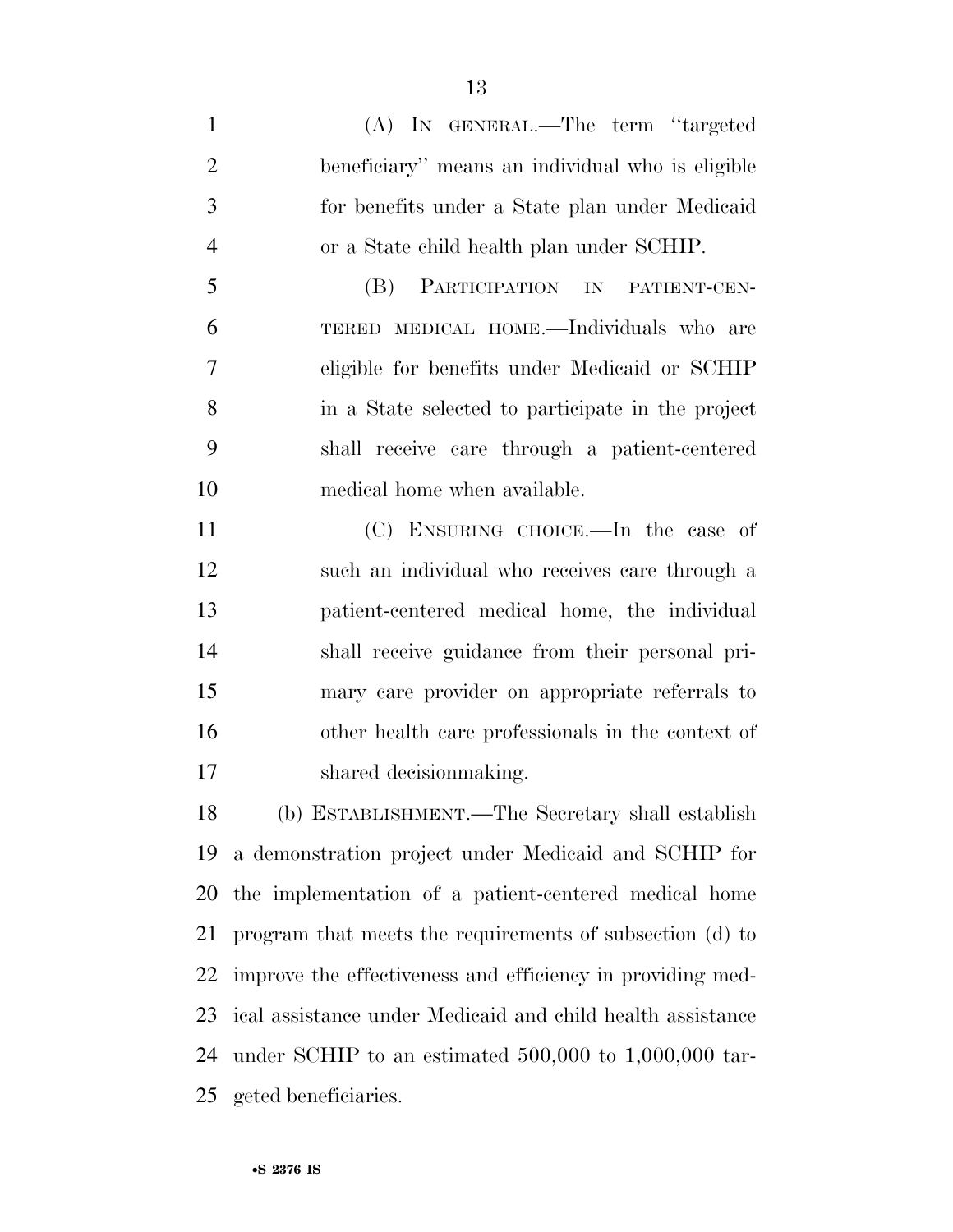(A) IN GENERAL.—The term ''targeted beneficiary'' means an individual who is eligible for benefits under a State plan under Medicaid or a State child health plan under SCHIP.

(B) PARTICIPATION IN PATIENT-CENTERED MEDICAL HOME.—Individuals who are eligible for benefits under Medicaid or SCHIP in a State selected to participate in the project shall receive care through a patient-centered medical home when available.

(C) ENSURING CHOICE.—In the case of such an individual who receives care through a patient-centered medical home, the individual shall receive guidance from their personal primary care provider on appropriate referrals to other health care professionals in the context of shared decisionmaking.

(b) ESTABLISHMENT.—The Secretary shall establish a demonstration project under Medicaid and SCHIP for the implementation of a patient-centered medical home program that meets the requirements of subsection (d) to improve the effectiveness and efficiency in providing medical assistance under Medicaid and child health assistance under SCHIP to an estimated 500,000 to 1,000,000 targeted beneficiaries.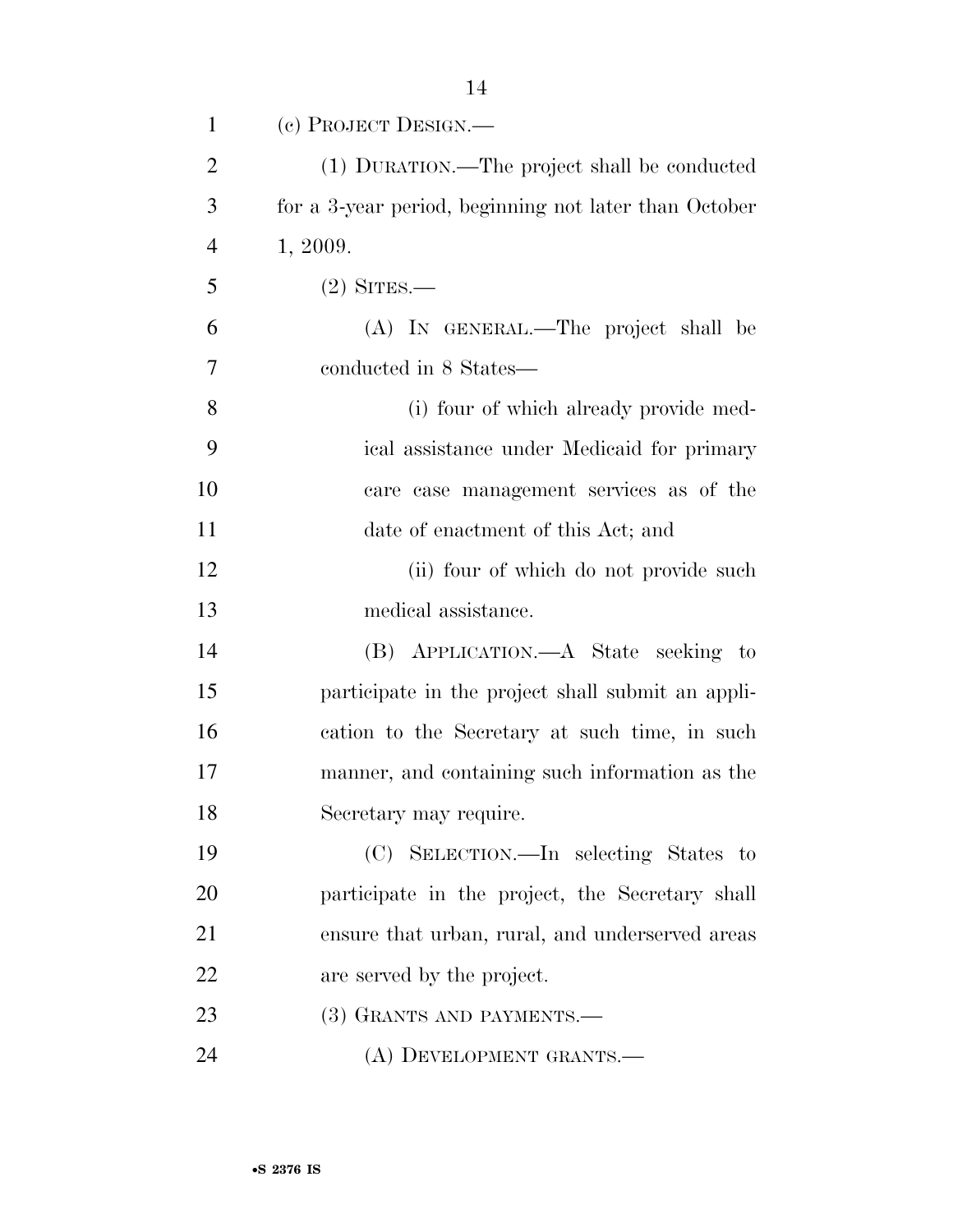(c) PROJECT DESIGN.—

(1) DURATION.—The project shall be conducted for a 3-year period, beginning not later than October 1, 2009.

(2) SITES.—

(A) IN GENERAL.—The project shall be conducted in 8 States—

(i) four of which already provide medical assistance under Medicaid for primary care case management services as of the date of enactment of this Act; and

(ii) four of which do not provide such medical assistance.

(B) APPLICATION.—A State seeking to participate in the project shall submit an application to the Secretary at such time, in such manner, and containing such information as the Secretary may require.

(C) SELECTION.—In selecting States to participate in the project, the Secretary shall ensure that urban, rural, and underserved areas are served by the project.

(3) GRANTS AND PAYMENTS.—

(A) DEVELOPMENT GRANTS.—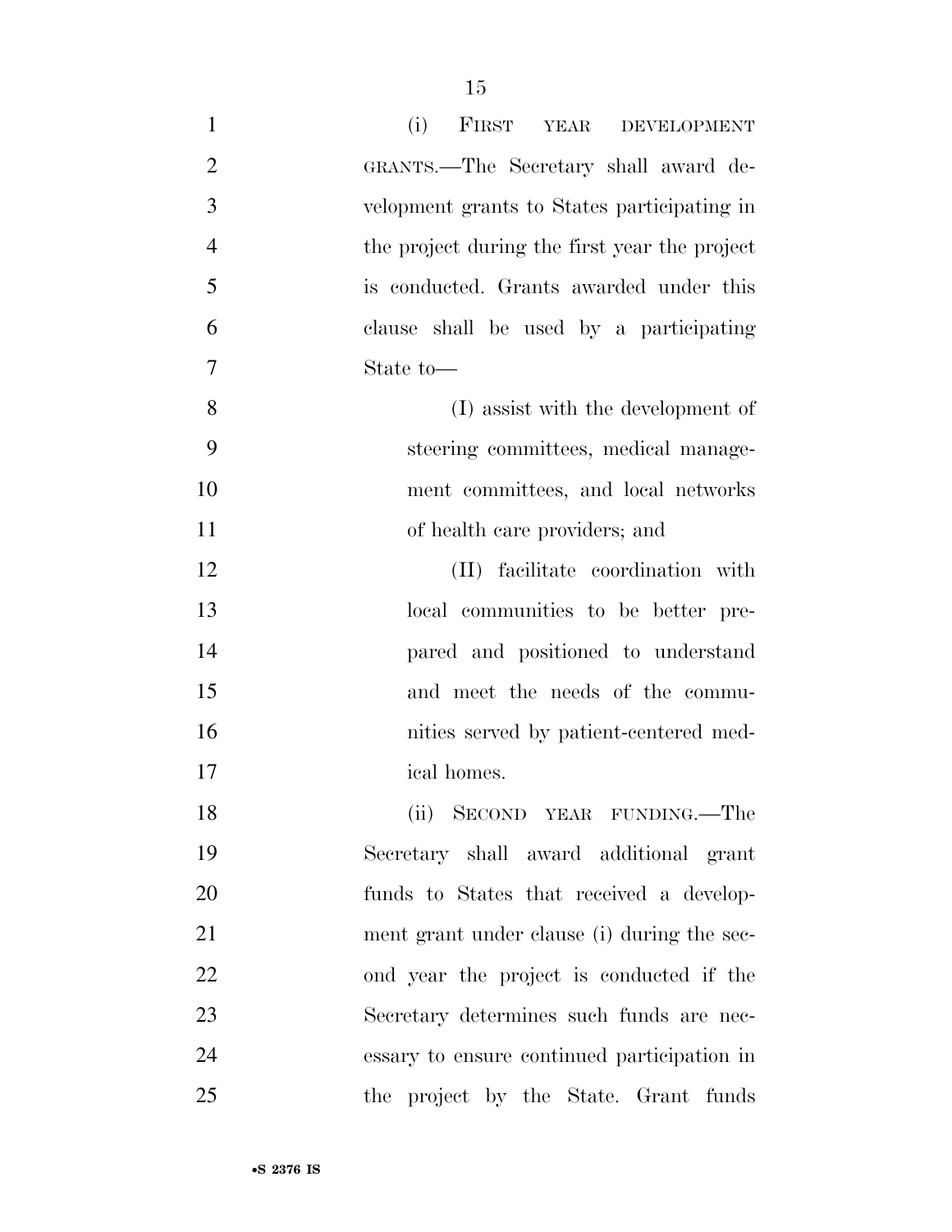(i) FIRST YEAR DEVELOPMENT GRANTS.—The Secretary shall award development grants to States participating in the project during the first year the project is conducted. Grants awarded under this clause shall be used by a participating State to—

(I) assist with the development of steering committees, medical management committees, and local networks of health care providers; and

(II) facilitate coordination with local communities to be better prepared and positioned to understand and meet the needs of the communities served by patient-centered medical homes.

(ii) SECOND YEAR FUNDING.—The Secretary shall award additional grant funds to States that received a development grant under clause (i) during the second year the project is conducted if the Secretary determines such funds are necessary to ensure continued participation in the project by the State. Grant funds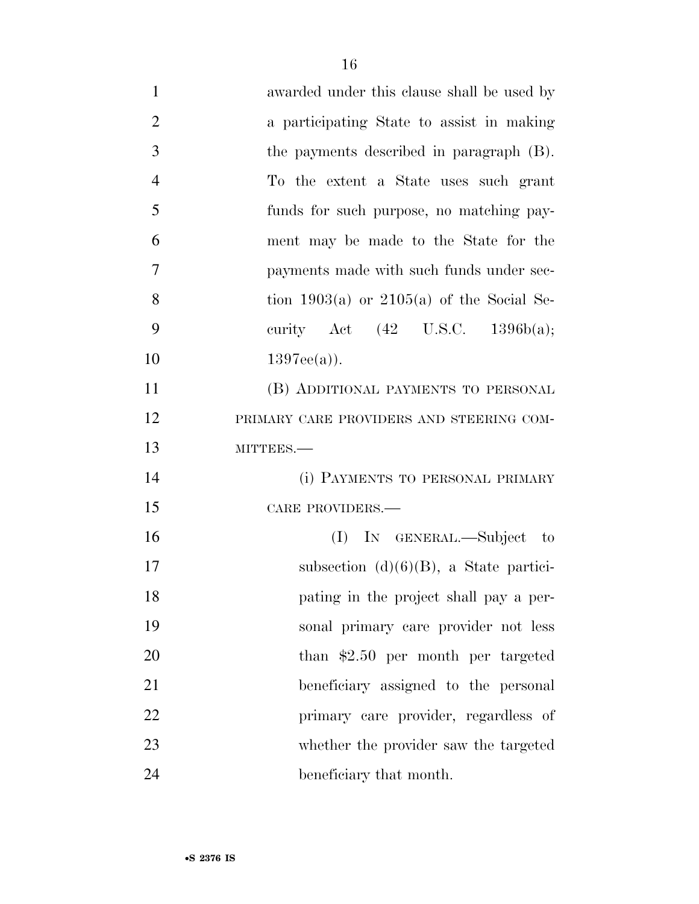awarded under this clause shall be used by a participating State to assist in making the payments described in paragraph (B). To the extent a State uses such grant funds for such purpose, no matching payment may be made to the State for the payments made with such funds under section 1903(a) or 2105(a) of the Social Security Act (42 U.S.C. 1396b(a); 1397ee(a)).

(B) ADDITIONAL PAYMENTS TO PERSONAL PRIMARY CARE PROVIDERS AND STEERING COMMITTEES.—

(i) PAYMENTS TO PERSONAL PRIMARY CARE PROVIDERS.—

(I) IN GENERAL.—Subject to subsection (d)(6)(B), a State participating in the project shall pay a personal primary care provider not less than $2.50 per month per targeted beneficiary assigned to the personal primary care provider, regardless of whether the provider saw the targeted beneficiary that month.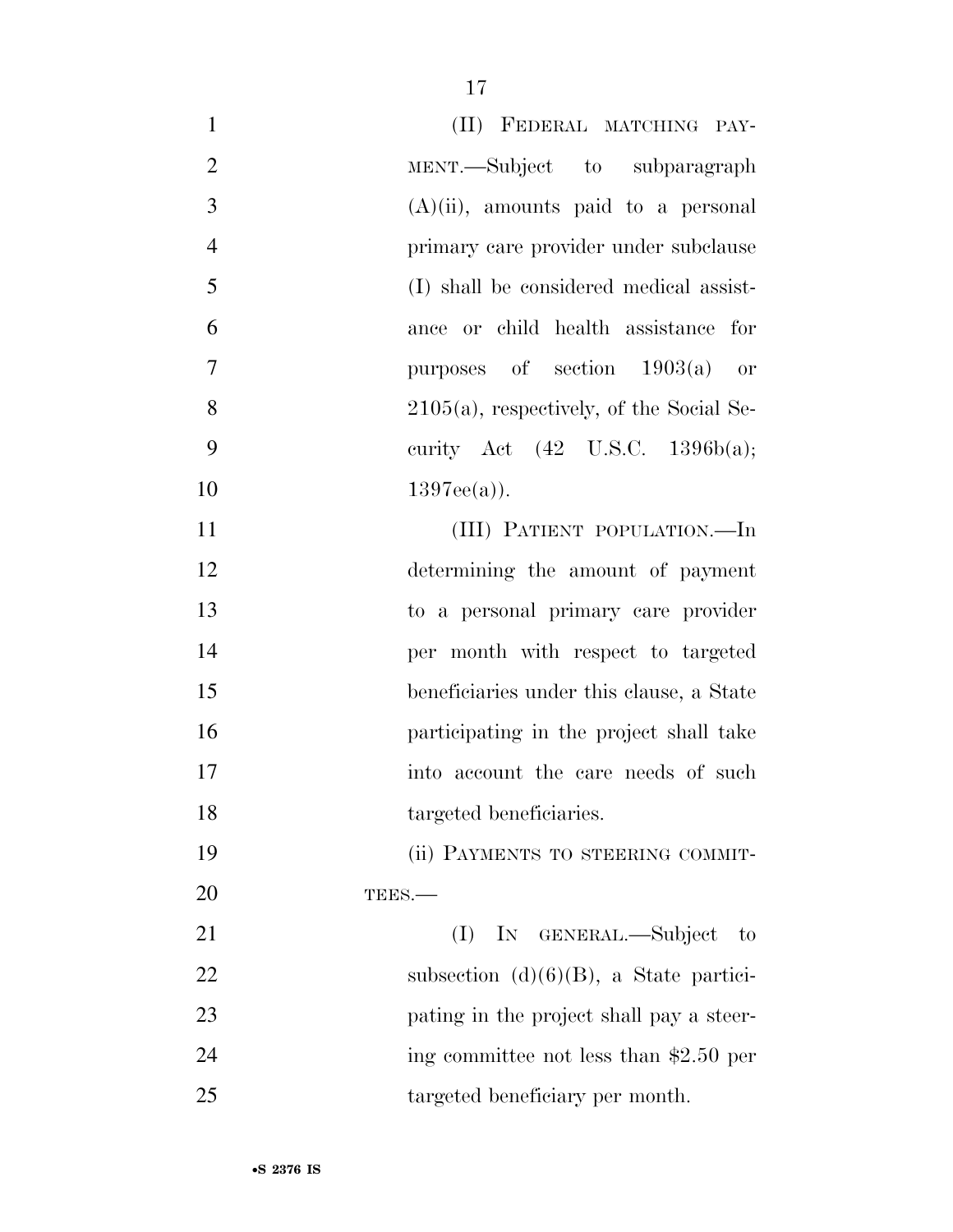(II) FEDERAL MATCHING PAYMENT.—Subject to subparagraph (A)(ii), amounts paid to a personal primary care provider under subclause (I) shall be considered medical assistance or child health assistance for purposes of section 1903(a) or 2105(a), respectively, of the Social Security Act (42 U.S.C. 1396b(a); 1397ee(a)).

(III) PATIENT POPULATION.—In determining the amount of payment to a personal primary care provider per month with respect to targeted beneficiaries under this clause, a State participating in the project shall take into account the care needs of such targeted beneficiaries.

(ii) PAYMENTS TO STEERING COMMITTEES.—

(I) IN GENERAL.—Subject to subsection (d)(6)(B), a State participating in the project shall pay a steering committee not less than $2.50 per targeted beneficiary per month.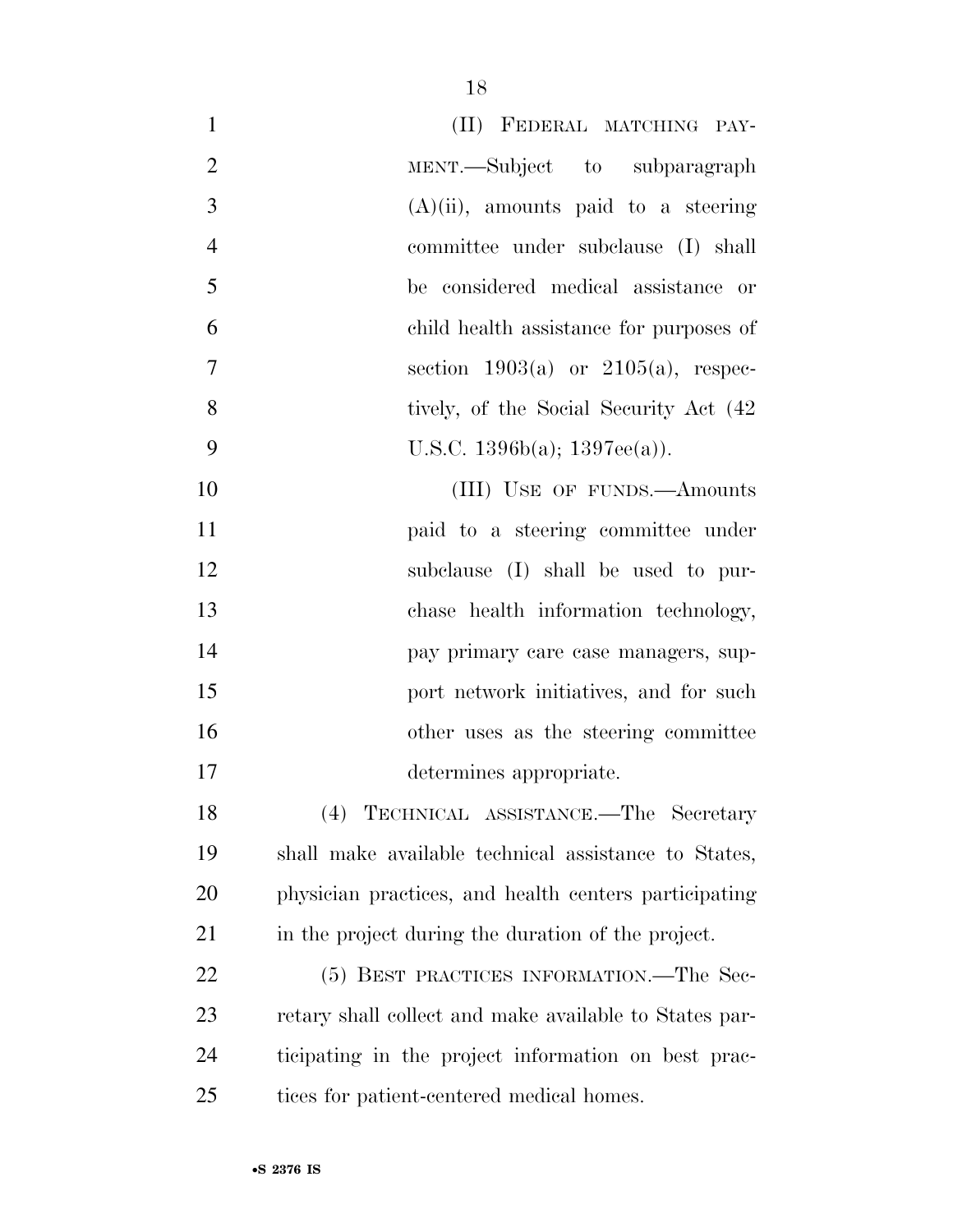(II) FEDERAL MATCHING PAYMENT.—Subject to subparagraph (A)(ii), amounts paid to a steering committee under subclause (I) shall be considered medical assistance or child health assistance for purposes of section 1903(a) or 2105(a), respectively, of the Social Security Act (42 U.S.C. 1396b(a); 1397ee(a)).

(III) USE OF FUNDS.—Amounts paid to a steering committee under subclause (I) shall be used to purchase health information technology, pay primary care case managers, support network initiatives, and for such other uses as the steering committee determines appropriate.

(4) TECHNICAL ASSISTANCE.—The Secretary shall make available technical assistance to States, physician practices, and health centers participating in the project during the duration of the project.

(5) BEST PRACTICES INFORMATION.—The Secretary shall collect and make available to States participating in the project information on best practices for patient-centered medical homes.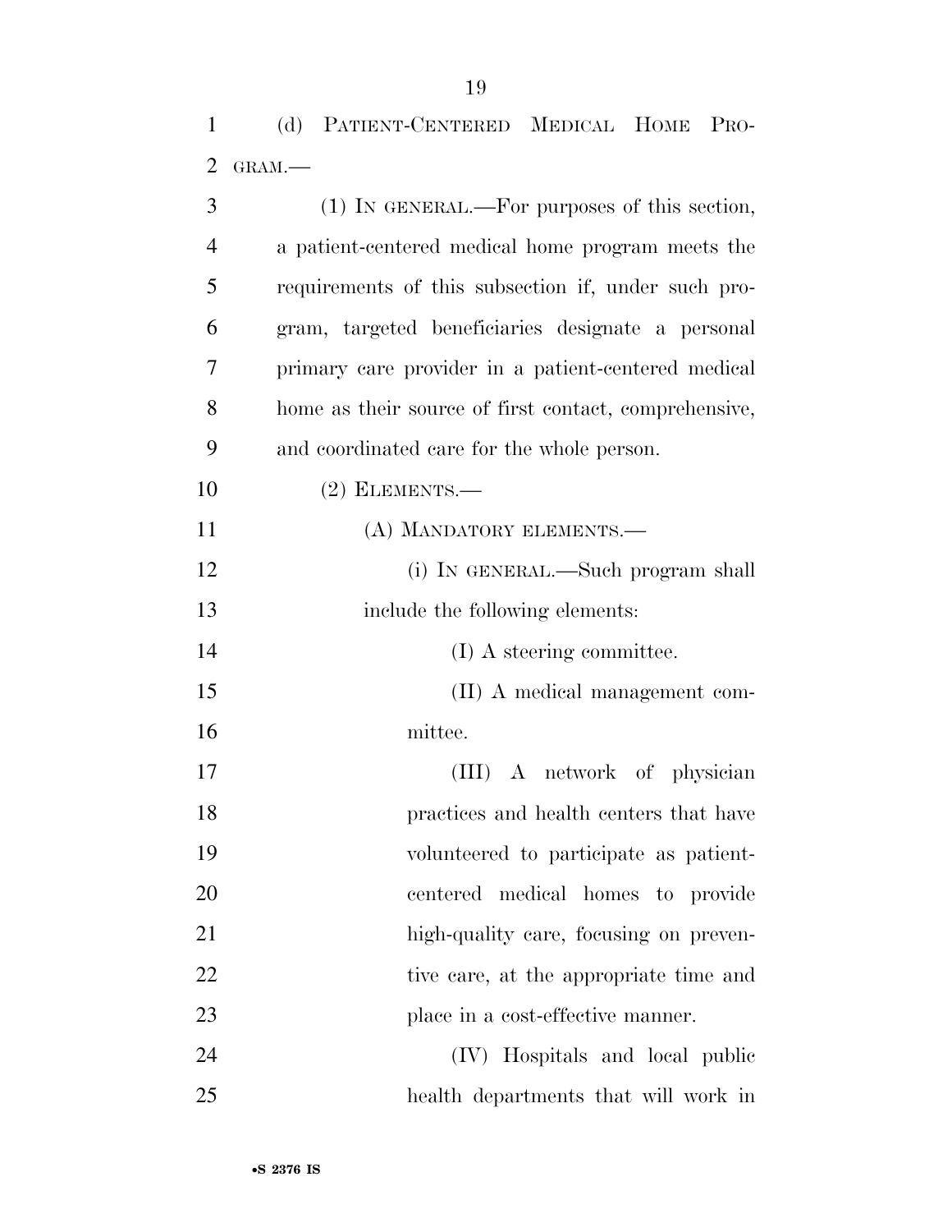(d) PATIENT-CENTERED MEDICAL HOME PROGRAM.—

(1) IN GENERAL.—For purposes of this section, a patient-centered medical home program meets the requirements of this subsection if, under such program, targeted beneficiaries designate a personal primary care provider in a patient-centered medical home as their source of first contact, comprehensive, and coordinated care for the whole person.

(2) ELEMENTS.—

(A) MANDATORY ELEMENTS.—

(i) IN GENERAL.—Such program shall include the following elements:

(I) A steering committee.

(II) A medical management committee.

(III) A network of physician practices and health centers that have volunteered to participate as patient-centered medical homes to provide high-quality care, focusing on preventive care, at the appropriate time and place in a cost-effective manner.

(IV) Hospitals and local public health departments that will work in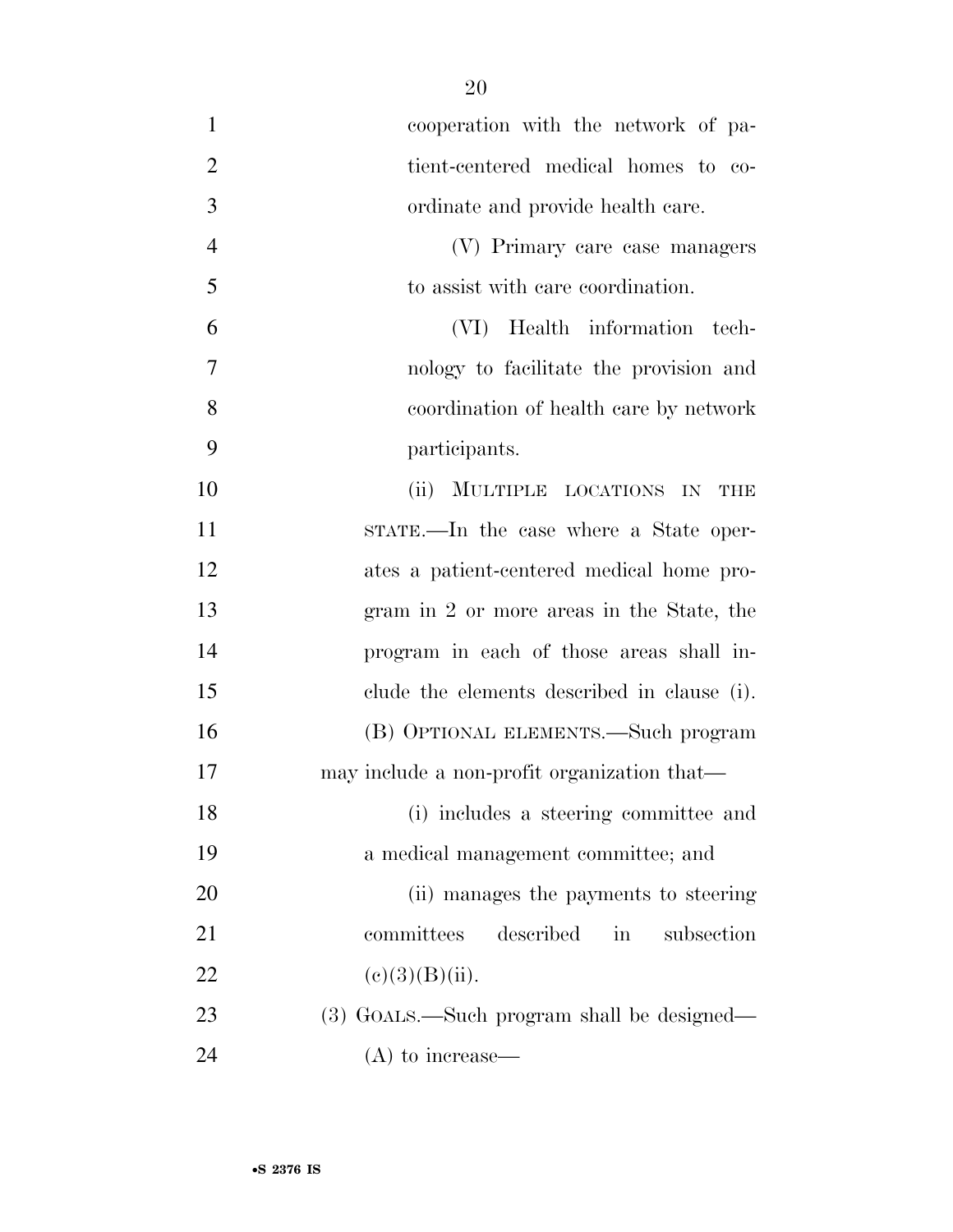cooperation with the network of patient-centered medical homes to coordinate and provide health care.

(V) Primary care case managers to assist with care coordination.

(VI) Health information technology to facilitate the provision and coordination of health care by network participants.

(ii) MULTIPLE LOCATIONS IN THE STATE.—In the case where a State operates a patient-centered medical home program in 2 or more areas in the State, the program in each of those areas shall include the elements described in clause (i).

(B) OPTIONAL ELEMENTS.—Such program may include a non-profit organization that—

(i) includes a steering committee and a medical management committee; and

(ii) manages the payments to steering committees described in subsection (c)(3)(B)(ii).

(3) GOALS.—Such program shall be designed—

(A) to increase—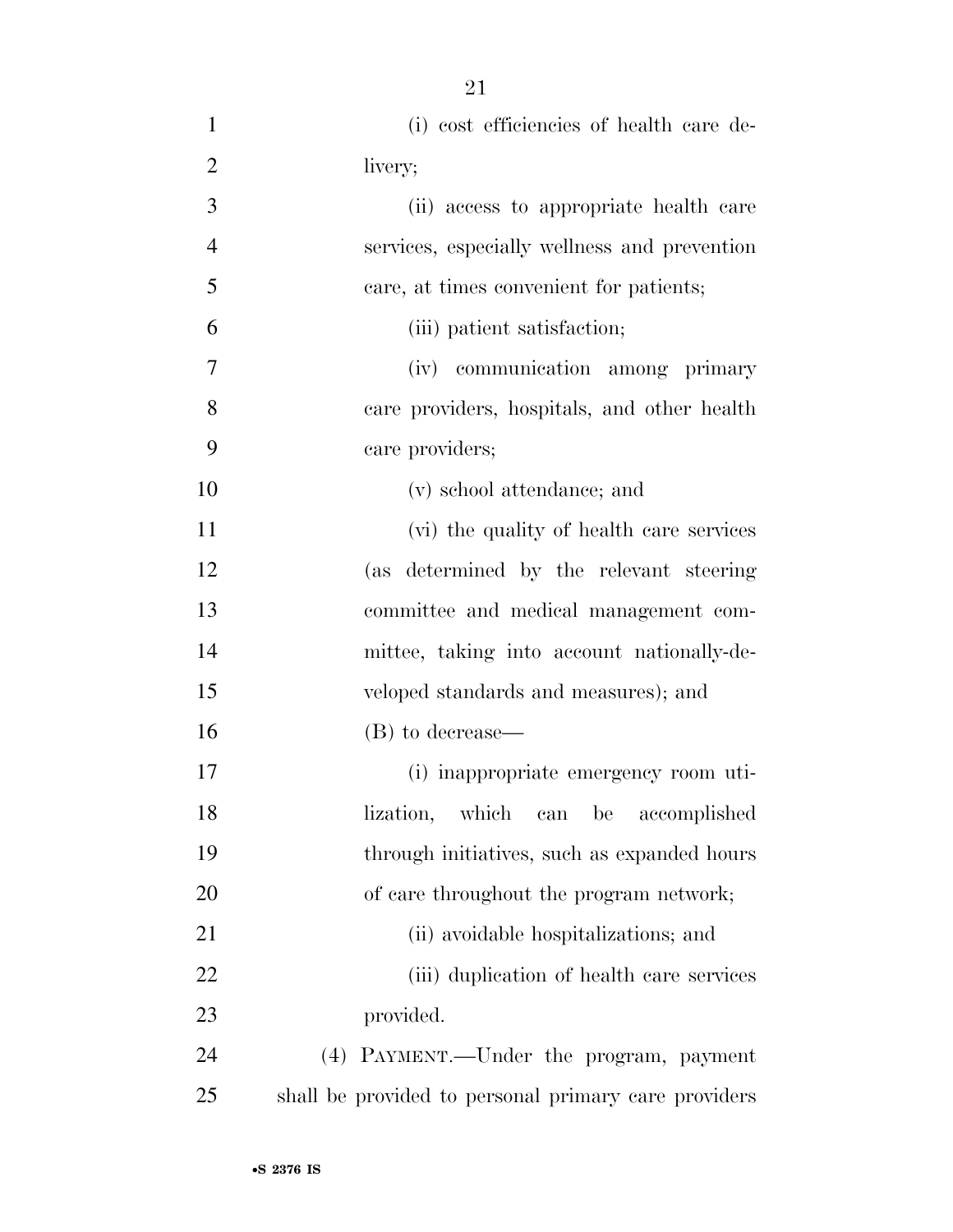(i) cost efficiencies of health care delivery;

(ii) access to appropriate health care services, especially wellness and prevention care, at times convenient for patients;

(iii) patient satisfaction;

(iv) communication among primary care providers, hospitals, and other health care providers;

(v) school attendance; and

(vi) the quality of health care services (as determined by the relevant steering committee and medical management committee, taking into account nationally-developed standards and measures); and

(B) to decrease—

(i) inappropriate emergency room utilization, which can be accomplished through initiatives, such as expanded hours of care throughout the program network;

(ii) avoidable hospitalizations; and

(iii) duplication of health care services provided.

(4) PAYMENT.—Under the program, payment shall be provided to personal primary care providers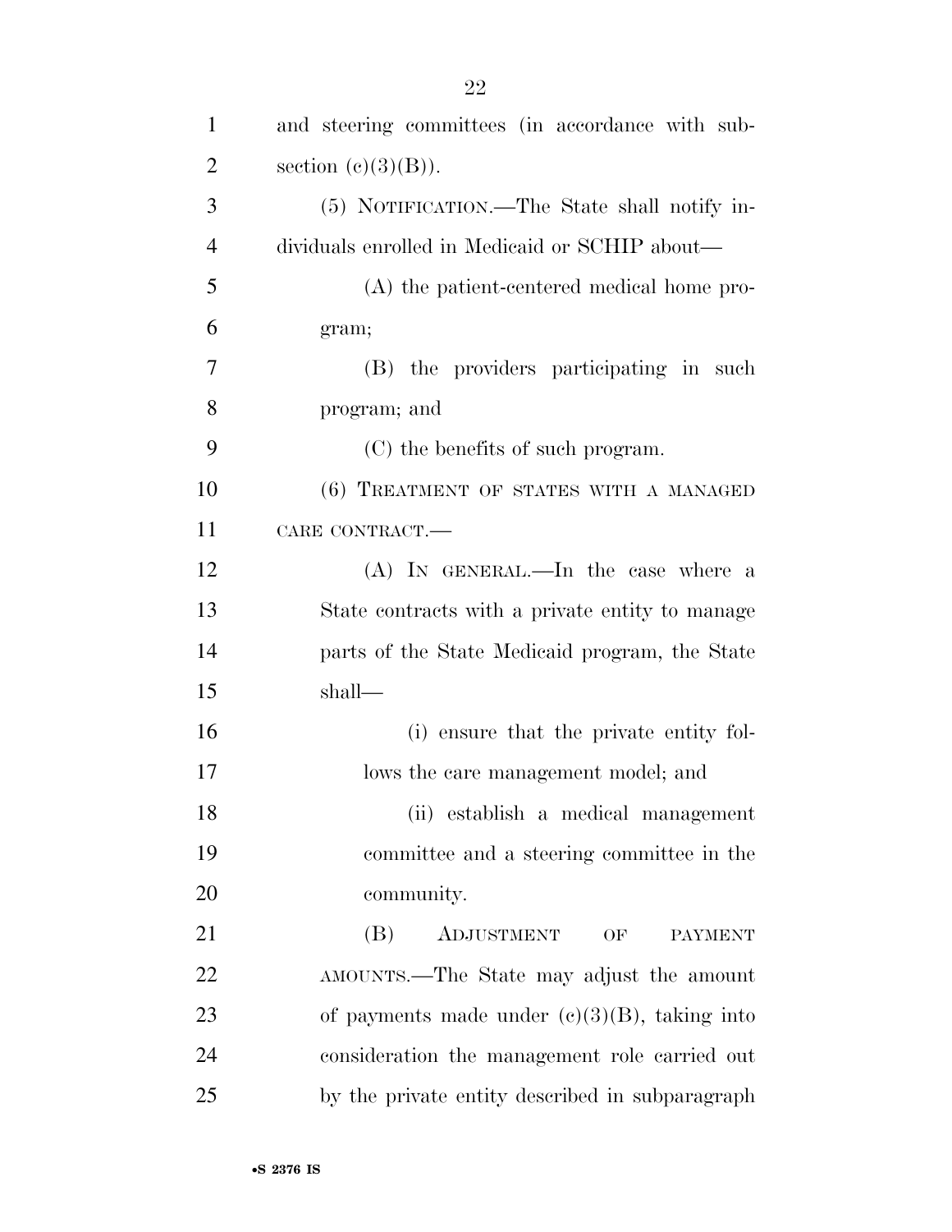and steering committees (in accordance with subsection (c)(3)(B)).

(5) NOTIFICATION.—The State shall notify individuals enrolled in Medicaid or SCHIP about—

(A) the patient-centered medical home program;

(B) the providers participating in such program; and

(C) the benefits of such program.

(6) TREATMENT OF STATES WITH A MANAGED CARE CONTRACT.—

(A) IN GENERAL.—In the case where a State contracts with a private entity to manage parts of the State Medicaid program, the State shall—

(i) ensure that the private entity follows the care management model; and

(ii) establish a medical management committee and a steering committee in the community.

(B) ADJUSTMENT OF PAYMENT AMOUNTS.—The State may adjust the amount of payments made under (c)(3)(B), taking into consideration the management role carried out by the private entity described in subparagraph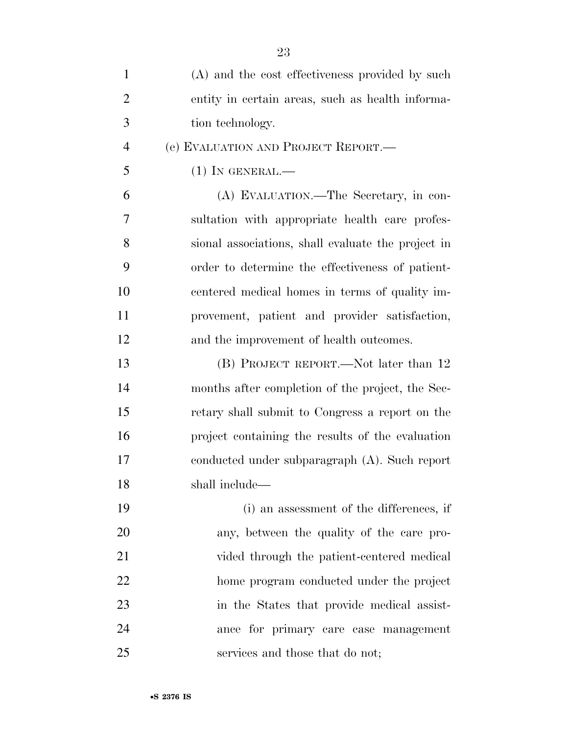(A) and the cost effectiveness provided by such entity in certain areas, such as health information technology.

(e) EVALUATION AND PROJECT REPORT.—

(1) IN GENERAL.—

(A) EVALUATION.—The Secretary, in consultation with appropriate health care professional associations, shall evaluate the project in order to determine the effectiveness of patient-centered medical homes in terms of quality improvement, patient and provider satisfaction, and the improvement of health outcomes.

(B) PROJECT REPORT.—Not later than 12 months after completion of the project, the Secretary shall submit to Congress a report on the project containing the results of the evaluation conducted under subparagraph (A). Such report shall include—

(i) an assessment of the differences, if any, between the quality of the care provided through the patient-centered medical home program conducted under the project in the States that provide medical assistance for primary care case management services and those that do not;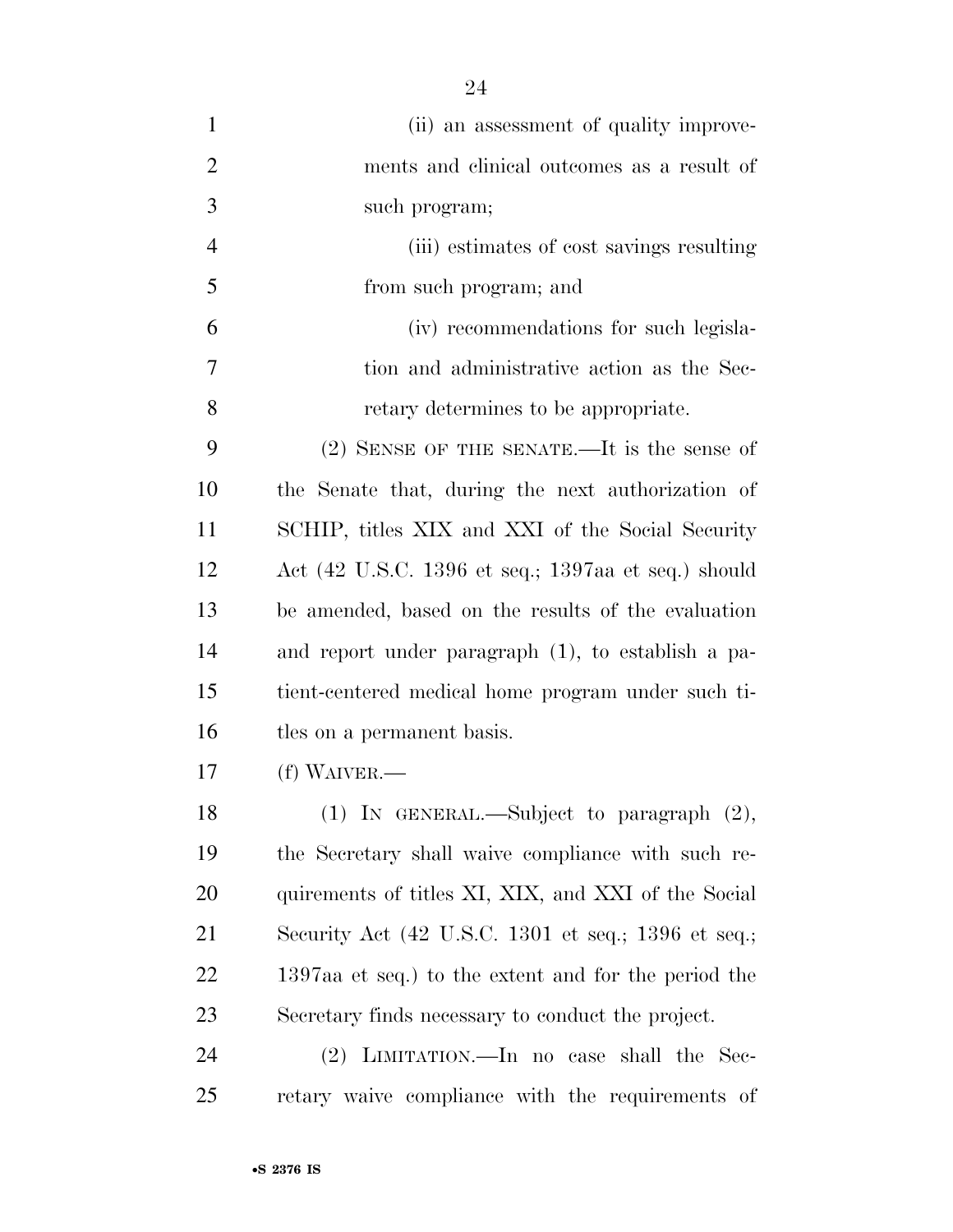(ii) an assessment of quality improvements and clinical outcomes as a result of such program;

(iii) estimates of cost savings resulting from such program; and

(iv) recommendations for such legislation and administrative action as the Secretary determines to be appropriate.

(2) SENSE OF THE SENATE.—It is the sense of the Senate that, during the next authorization of SCHIP, titles XIX and XXI of the Social Security Act (42 U.S.C. 1396 et seq.; 1397aa et seq.) should be amended, based on the results of the evaluation and report under paragraph (1), to establish a patient-centered medical home program under such titles on a permanent basis.

(f) WAIVER.—

(1) IN GENERAL.—Subject to paragraph (2), the Secretary shall waive compliance with such requirements of titles XI, XIX, and XXI of the Social Security Act (42 U.S.C. 1301 et seq.; 1396 et seq.; 1397aa et seq.) to the extent and for the period the Secretary finds necessary to conduct the project.

(2) LIMITATION.—In no case shall the Secretary waive compliance with the requirements of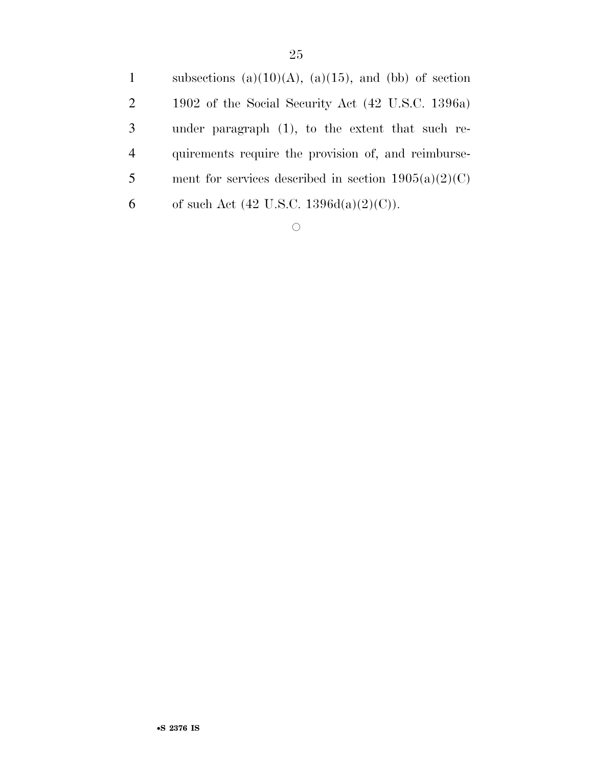subsections (a)(10)(A), (a)(15), and (bb) of section 1902 of the Social Security Act (42 U.S.C. 1396a) under paragraph (1), to the extent that such requirements require the provision of, and reimbursement for services described in section 1905(a)(2)(C) of such Act (42 U.S.C. 1396d(a)(2)(C)).